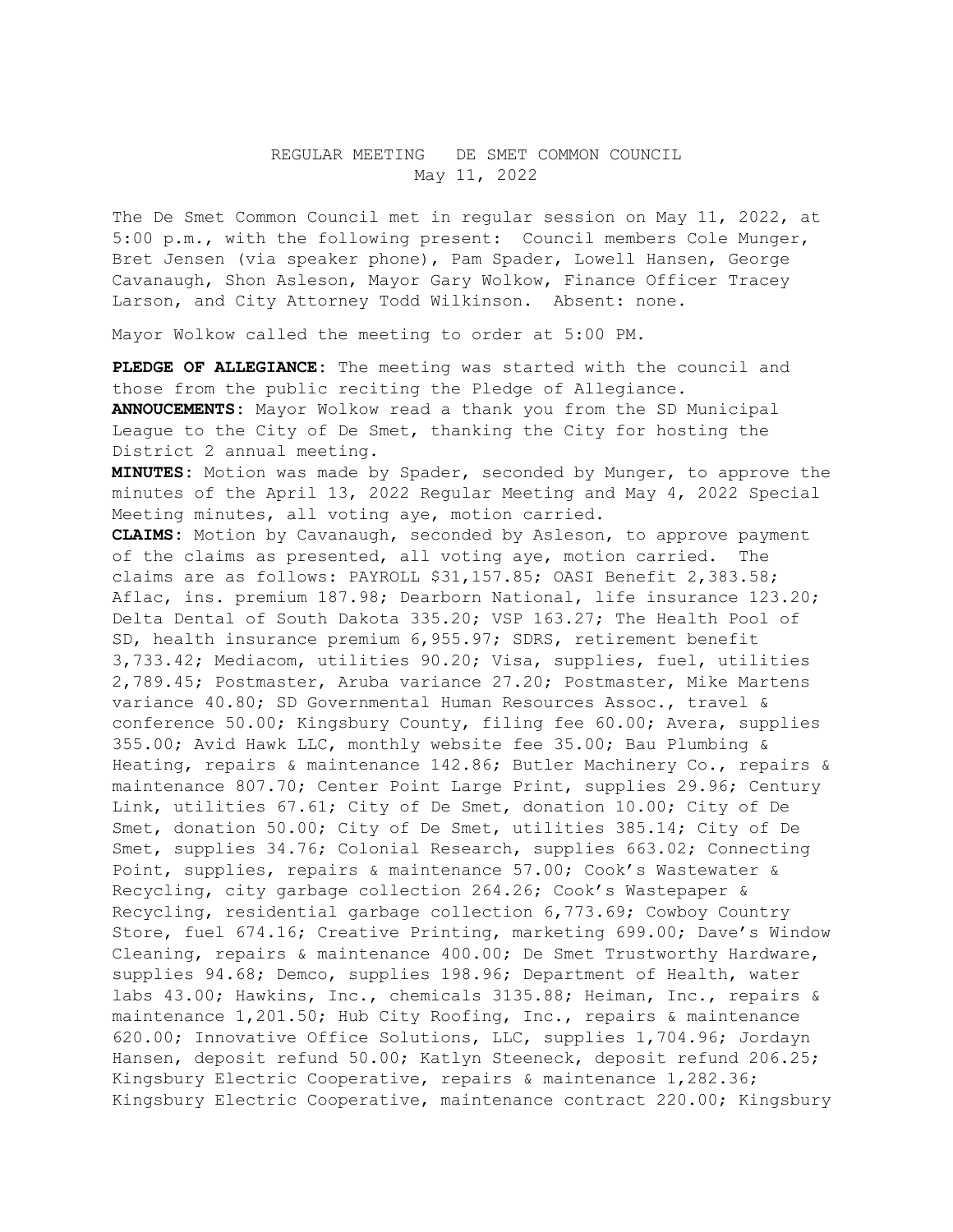REGULAR MEETING DE SMET COMMON COUNCIL
May 11, 2022

The De Smet Common Council met in regular session on May 11, 2022, at 5:00 p.m., with the following present: Council members Cole Munger, Bret Jensen (via speaker phone), Pam Spader, Lowell Hansen, George Cavanaugh, Shon Asleson, Mayor Gary Wolkow, Finance Officer Tracey Larson, and City Attorney Todd Wilkinson. Absent: none.

Mayor Wolkow called the meeting to order at 5:00 PM.

**PLEDGE OF ALLEGIANCE:** The meeting was started with the council and those from the public reciting the Pledge of Allegiance.
**ANNOUCEMENTS:** Mayor Wolkow read a thank you from the SD Municipal League to the City of De Smet, thanking the City for hosting the District 2 annual meeting.
**MINUTES:** Motion was made by Spader, seconded by Munger, to approve the minutes of the April 13, 2022 Regular Meeting and May 4, 2022 Special Meeting minutes, all voting aye, motion carried.
**CLAIMS:** Motion by Cavanaugh, seconded by Asleson, to approve payment of the claims as presented, all voting aye, motion carried. The claims are as follows: PAYROLL $31,157.85; OASI Benefit 2,383.58; Aflac, ins. premium 187.98; Dearborn National, life insurance 123.20; Delta Dental of South Dakota 335.20; VSP 163.27; The Health Pool of SD, health insurance premium 6,955.97; SDRS, retirement benefit 3,733.42; Mediacom, utilities 90.20; Visa, supplies, fuel, utilities 2,789.45; Postmaster, Aruba variance 27.20; Postmaster, Mike Martens variance 40.80; SD Governmental Human Resources Assoc., travel & conference 50.00; Kingsbury County, filing fee 60.00; Avera, supplies 355.00; Avid Hawk LLC, monthly website fee 35.00; Bau Plumbing & Heating, repairs & maintenance 142.86; Butler Machinery Co., repairs & maintenance 807.70; Center Point Large Print, supplies 29.96; Century Link, utilities 67.61; City of De Smet, donation 10.00; City of De Smet, donation 50.00; City of De Smet, utilities 385.14; City of De Smet, supplies 34.76; Colonial Research, supplies 663.02; Connecting Point, supplies, repairs & maintenance 57.00; Cook's Wastewater & Recycling, city garbage collection 264.26; Cook's Wastepaper & Recycling, residential garbage collection 6,773.69; Cowboy Country Store, fuel 674.16; Creative Printing, marketing 699.00; Dave's Window Cleaning, repairs & maintenance 400.00; De Smet Trustworthy Hardware, supplies 94.68; Demco, supplies 198.96; Department of Health, water labs 43.00; Hawkins, Inc., chemicals 3135.88; Heiman, Inc., repairs & maintenance 1,201.50; Hub City Roofing, Inc., repairs & maintenance 620.00; Innovative Office Solutions, LLC, supplies 1,704.96; Jordayn Hansen, deposit refund 50.00; Katlyn Steeneck, deposit refund 206.25; Kingsbury Electric Cooperative, repairs & maintenance 1,282.36; Kingsbury Electric Cooperative, maintenance contract 220.00; Kingsbury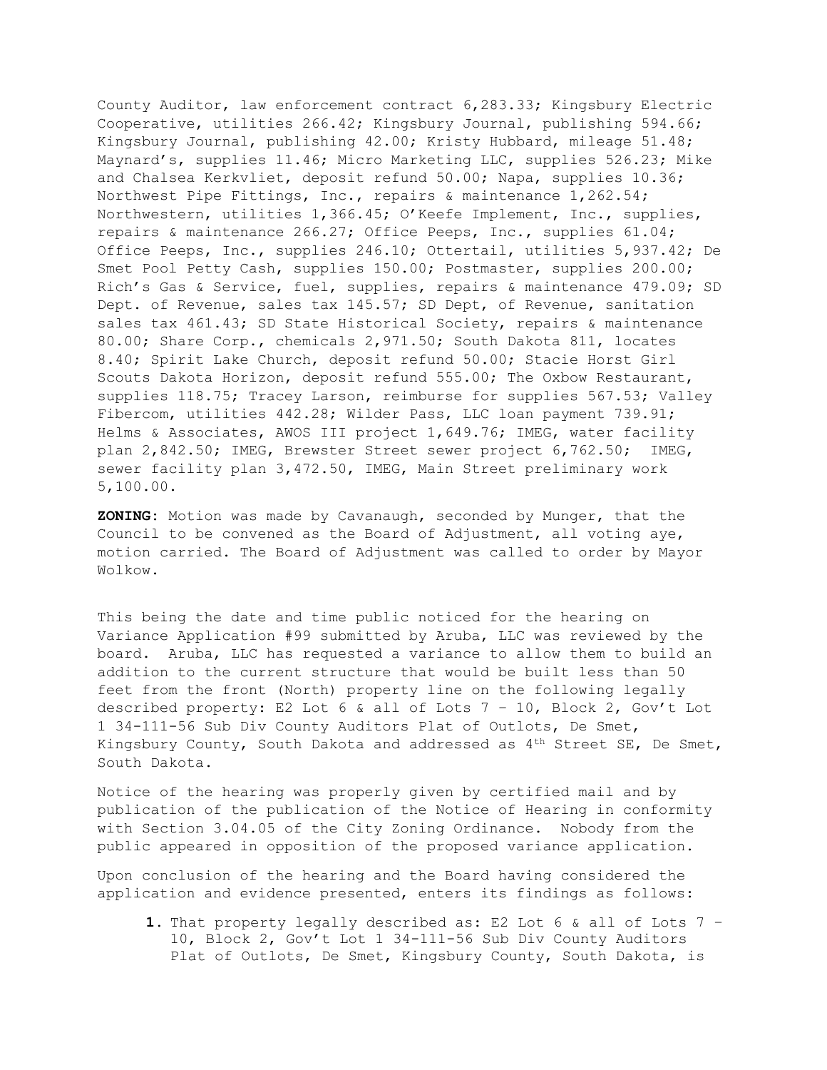County Auditor, law enforcement contract 6,283.33; Kingsbury Electric Cooperative, utilities 266.42; Kingsbury Journal, publishing 594.66; Kingsbury Journal, publishing 42.00; Kristy Hubbard, mileage 51.48; Maynard's, supplies 11.46; Micro Marketing LLC, supplies 526.23; Mike and Chalsea Kerkvliet, deposit refund 50.00; Napa, supplies 10.36; Northwest Pipe Fittings, Inc., repairs & maintenance 1,262.54; Northwestern, utilities 1,366.45; O'Keefe Implement, Inc., supplies, repairs & maintenance 266.27; Office Peeps, Inc., supplies 61.04; Office Peeps, Inc., supplies 246.10; Ottertail, utilities 5,937.42; De Smet Pool Petty Cash, supplies 150.00; Postmaster, supplies 200.00; Rich's Gas & Service, fuel, supplies, repairs & maintenance 479.09; SD Dept. of Revenue, sales tax 145.57; SD Dept, of Revenue, sanitation sales tax 461.43; SD State Historical Society, repairs & maintenance 80.00; Share Corp., chemicals 2,971.50; South Dakota 811, locates 8.40; Spirit Lake Church, deposit refund 50.00; Stacie Horst Girl Scouts Dakota Horizon, deposit refund 555.00; The Oxbow Restaurant, supplies 118.75; Tracey Larson, reimburse for supplies 567.53; Valley Fibercom, utilities 442.28; Wilder Pass, LLC loan payment 739.91; Helms & Associates, AWOS III project 1,649.76; IMEG, water facility plan 2,842.50; IMEG, Brewster Street sewer project 6,762.50; IMEG, sewer facility plan 3,472.50, IMEG, Main Street preliminary work 5,100.00.

**ZONING**: Motion was made by Cavanaugh, seconded by Munger, that the Council to be convened as the Board of Adjustment, all voting aye, motion carried. The Board of Adjustment was called to order by Mayor Wolkow.

This being the date and time public noticed for the hearing on Variance Application #99 submitted by Aruba, LLC was reviewed by the board. Aruba, LLC has requested a variance to allow them to build an addition to the current structure that would be built less than 50 feet from the front (North) property line on the following legally described property: E2 Lot 6 & all of Lots 7 – 10, Block 2, Gov't Lot 1 34-111-56 Sub Div County Auditors Plat of Outlots, De Smet, Kingsbury County, South Dakota and addressed as 4th Street SE, De Smet, South Dakota.

Notice of the hearing was properly given by certified mail and by publication of the publication of the Notice of Hearing in conformity with Section 3.04.05 of the City Zoning Ordinance. Nobody from the public appeared in opposition of the proposed variance application.

Upon conclusion of the hearing and the Board having considered the application and evidence presented, enters its findings as follows:

1. That property legally described as: E2 Lot 6 & all of Lots 7 – 10, Block 2, Gov't Lot 1 34-111-56 Sub Div County Auditors Plat of Outlots, De Smet, Kingsbury County, South Dakota, is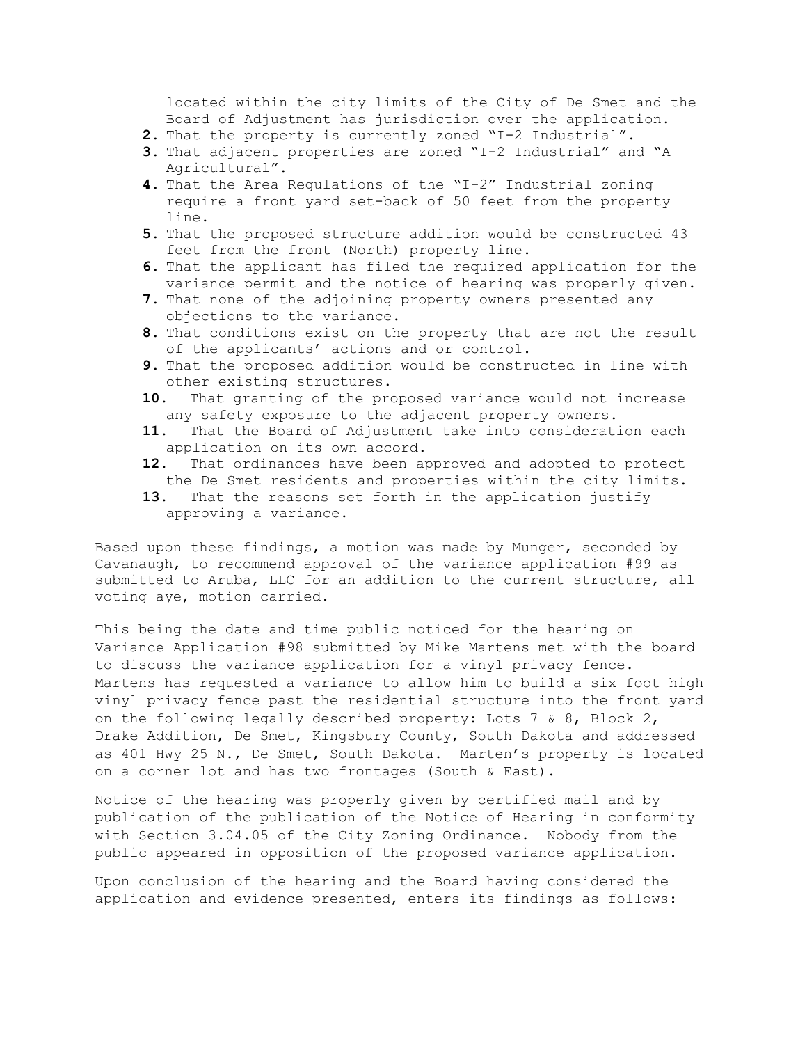located within the city limits of the City of De Smet and the Board of Adjustment has jurisdiction over the application.

2. That the property is currently zoned "I-2 Industrial".
3. That adjacent properties are zoned "I-2 Industrial" and "A Agricultural".
4. That the Area Regulations of the "I-2" Industrial zoning require a front yard set-back of 50 feet from the property line.
5. That the proposed structure addition would be constructed 43 feet from the front (North) property line.
6. That the applicant has filed the required application for the variance permit and the notice of hearing was properly given.
7. That none of the adjoining property owners presented any objections to the variance.
8. That conditions exist on the property that are not the result of the applicants' actions and or control.
9. That the proposed addition would be constructed in line with other existing structures.
10. That granting of the proposed variance would not increase any safety exposure to the adjacent property owners.
11. That the Board of Adjustment take into consideration each application on its own accord.
12. That ordinances have been approved and adopted to protect the De Smet residents and properties within the city limits.
13. That the reasons set forth in the application justify approving a variance.

Based upon these findings, a motion was made by Munger, seconded by Cavanaugh, to recommend approval of the variance application #99 as submitted to Aruba, LLC for an addition to the current structure, all voting aye, motion carried.

This being the date and time public noticed for the hearing on Variance Application #98 submitted by Mike Martens met with the board to discuss the variance application for a vinyl privacy fence. Martens has requested a variance to allow him to build a six foot high vinyl privacy fence past the residential structure into the front yard on the following legally described property: Lots 7 & 8, Block 2, Drake Addition, De Smet, Kingsbury County, South Dakota and addressed as 401 Hwy 25 N., De Smet, South Dakota. Marten's property is located on a corner lot and has two frontages (South & East).

Notice of the hearing was properly given by certified mail and by publication of the publication of the Notice of Hearing in conformity with Section 3.04.05 of the City Zoning Ordinance. Nobody from the public appeared in opposition of the proposed variance application.

Upon conclusion of the hearing and the Board having considered the application and evidence presented, enters its findings as follows: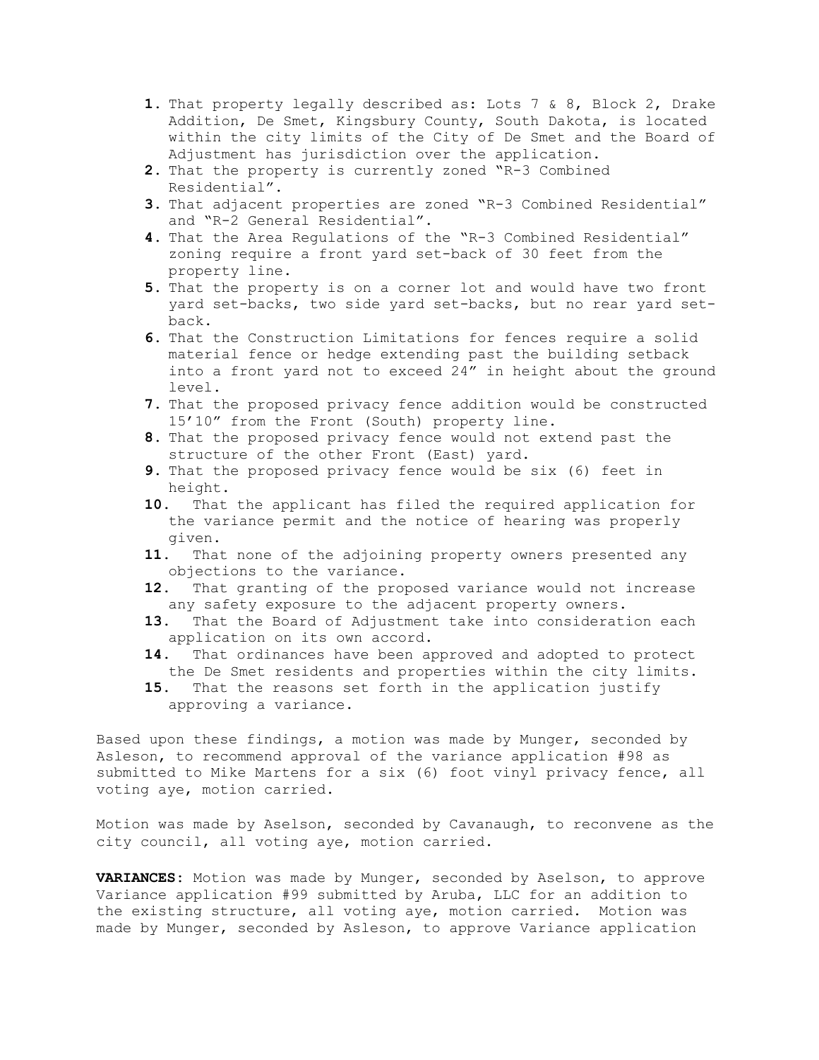1. That property legally described as: Lots 7 & 8, Block 2, Drake Addition, De Smet, Kingsbury County, South Dakota, is located within the city limits of the City of De Smet and the Board of Adjustment has jurisdiction over the application.
2. That the property is currently zoned "R-3 Combined Residential".
3. That adjacent properties are zoned "R-3 Combined Residential" and "R-2 General Residential".
4. That the Area Regulations of the "R-3 Combined Residential" zoning require a front yard set-back of 30 feet from the property line.
5. That the property is on a corner lot and would have two front yard set-backs, two side yard set-backs, but no rear yard set-back.
6. That the Construction Limitations for fences require a solid material fence or hedge extending past the building setback into a front yard not to exceed 24" in height about the ground level.
7. That the proposed privacy fence addition would be constructed 15'10" from the Front (South) property line.
8. That the proposed privacy fence would not extend past the structure of the other Front (East) yard.
9. That the proposed privacy fence would be six (6) feet in height.
10. That the applicant has filed the required application for the variance permit and the notice of hearing was properly given.
11. That none of the adjoining property owners presented any objections to the variance.
12. That granting of the proposed variance would not increase any safety exposure to the adjacent property owners.
13. That the Board of Adjustment take into consideration each application on its own accord.
14. That ordinances have been approved and adopted to protect the De Smet residents and properties within the city limits.
15. That the reasons set forth in the application justify approving a variance.

Based upon these findings, a motion was made by Munger, seconded by Asleson, to recommend approval of the variance application #98 as submitted to Mike Martens for a six (6) foot vinyl privacy fence, all voting aye, motion carried.

Motion was made by Aselson, seconded by Cavanaugh, to reconvene as the city council, all voting aye, motion carried.

**VARIANCES:** Motion was made by Munger, seconded by Aselson, to approve Variance application #99 submitted by Aruba, LLC for an addition to the existing structure, all voting aye, motion carried. Motion was made by Munger, seconded by Asleson, to approve Variance application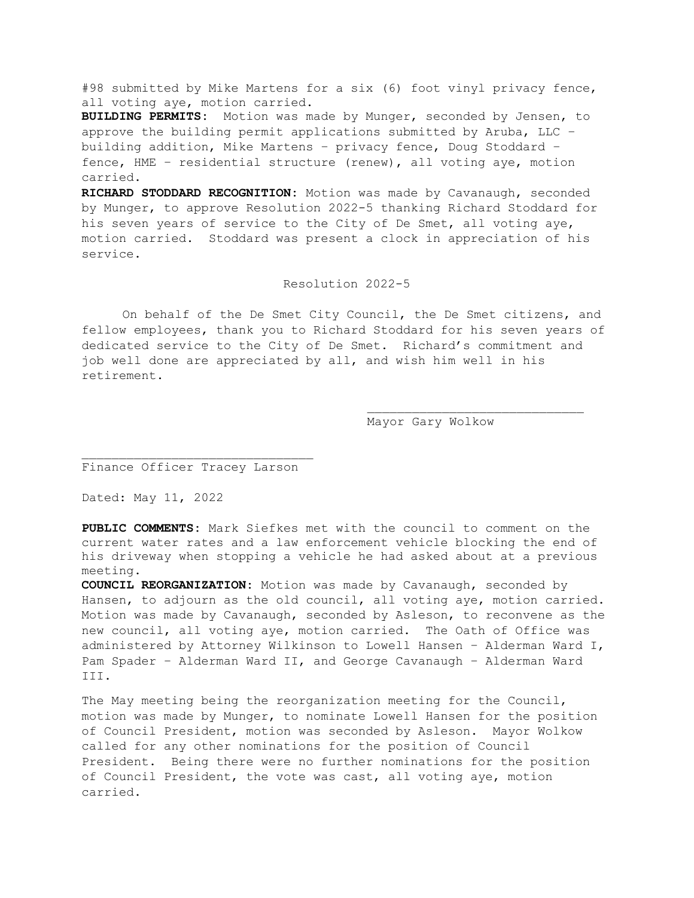#98 submitted by Mike Martens for a six (6) foot vinyl privacy fence, all voting aye, motion carried.

**BUILDING PERMITS:** Motion was made by Munger, seconded by Jensen, to approve the building permit applications submitted by Aruba, LLC – building addition, Mike Martens – privacy fence, Doug Stoddard – fence, HME – residential structure (renew), all voting aye, motion carried.

**RICHARD STODDARD RECOGNITION:** Motion was made by Cavanaugh, seconded by Munger, to approve Resolution 2022-5 thanking Richard Stoddard for his seven years of service to the City of De Smet, all voting aye, motion carried. Stoddard was present a clock in appreciation of his service.

Resolution 2022-5

On behalf of the De Smet City Council, the De Smet citizens, and fellow employees, thank you to Richard Stoddard for his seven years of dedicated service to the City of De Smet. Richard's commitment and job well done are appreciated by all, and wish him well in his retirement.

\_\_\_\_\_\_\_\_\_\_\_\_\_\_\_\_\_\_\_\_\_\_\_\_\_\_\_\_\_\_
Mayor Gary Wolkow

\_\_\_\_\_\_\_\_\_\_\_\_\_\_\_\_\_\_\_\_\_\_\_\_\_\_\_\_\_\_
Finance Officer Tracey Larson

Dated: May 11, 2022

**PUBLIC COMMENTS:** Mark Siefkes met with the council to comment on the current water rates and a law enforcement vehicle blocking the end of his driveway when stopping a vehicle he had asked about at a previous meeting.

**COUNCIL REORGANIZATION:** Motion was made by Cavanaugh, seconded by Hansen, to adjourn as the old council, all voting aye, motion carried. Motion was made by Cavanaugh, seconded by Asleson, to reconvene as the new council, all voting aye, motion carried. The Oath of Office was administered by Attorney Wilkinson to Lowell Hansen – Alderman Ward I, Pam Spader – Alderman Ward II, and George Cavanaugh – Alderman Ward III.

The May meeting being the reorganization meeting for the Council, motion was made by Munger, to nominate Lowell Hansen for the position of Council President, motion was seconded by Asleson. Mayor Wolkow called for any other nominations for the position of Council President. Being there were no further nominations for the position of Council President, the vote was cast, all voting aye, motion carried.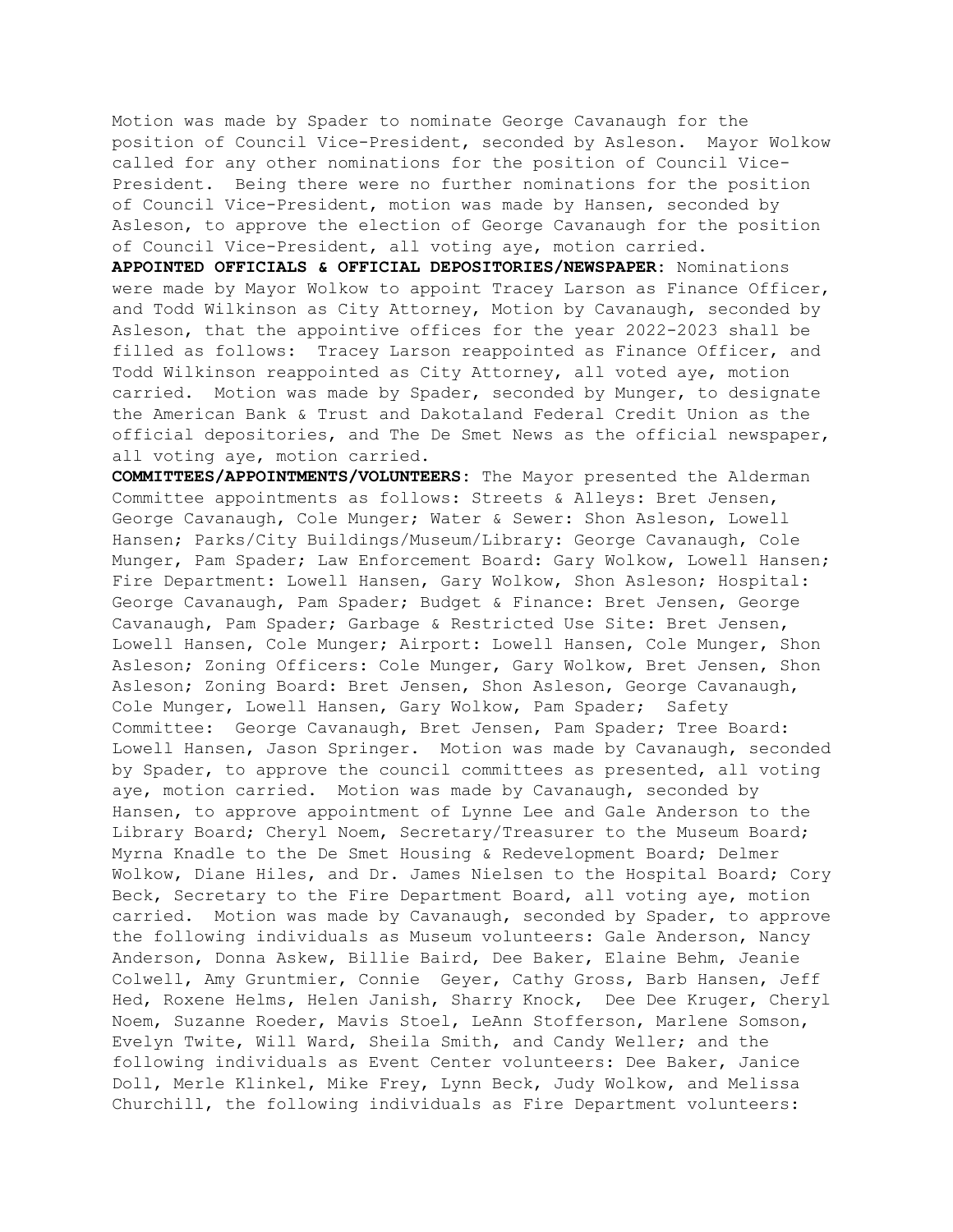Motion was made by Spader to nominate George Cavanaugh for the position of Council Vice-President, seconded by Asleson. Mayor Wolkow called for any other nominations for the position of Council Vice-President. Being there were no further nominations for the position of Council Vice-President, motion was made by Hansen, seconded by Asleson, to approve the election of George Cavanaugh for the position of Council Vice-President, all voting aye, motion carried.

**APPOINTED OFFICIALS & OFFICIAL DEPOSITORIES/NEWSPAPER:** Nominations were made by Mayor Wolkow to appoint Tracey Larson as Finance Officer, and Todd Wilkinson as City Attorney, Motion by Cavanaugh, seconded by Asleson, that the appointive offices for the year 2022-2023 shall be filled as follows: Tracey Larson reappointed as Finance Officer, and Todd Wilkinson reappointed as City Attorney, all voted aye, motion carried. Motion was made by Spader, seconded by Munger, to designate the American Bank & Trust and Dakotaland Federal Credit Union as the official depositories, and The De Smet News as the official newspaper, all voting aye, motion carried.

**COMMITTEES/APPOINTMENTS/VOLUNTEERS:** The Mayor presented the Alderman Committee appointments as follows: Streets & Alleys: Bret Jensen, George Cavanaugh, Cole Munger; Water & Sewer: Shon Asleson, Lowell Hansen; Parks/City Buildings/Museum/Library: George Cavanaugh, Cole Munger, Pam Spader; Law Enforcement Board: Gary Wolkow, Lowell Hansen; Fire Department: Lowell Hansen, Gary Wolkow, Shon Asleson; Hospital: George Cavanaugh, Pam Spader; Budget & Finance: Bret Jensen, George Cavanaugh, Pam Spader; Garbage & Restricted Use Site: Bret Jensen, Lowell Hansen, Cole Munger; Airport: Lowell Hansen, Cole Munger, Shon Asleson; Zoning Officers: Cole Munger, Gary Wolkow, Bret Jensen, Shon Asleson; Zoning Board: Bret Jensen, Shon Asleson, George Cavanaugh, Cole Munger, Lowell Hansen, Gary Wolkow, Pam Spader; Safety Committee: George Cavanaugh, Bret Jensen, Pam Spader; Tree Board: Lowell Hansen, Jason Springer. Motion was made by Cavanaugh, seconded by Spader, to approve the council committees as presented, all voting aye, motion carried. Motion was made by Cavanaugh, seconded by Hansen, to approve appointment of Lynne Lee and Gale Anderson to the Library Board; Cheryl Noem, Secretary/Treasurer to the Museum Board; Myrna Knadle to the De Smet Housing & Redevelopment Board; Delmer Wolkow, Diane Hiles, and Dr. James Nielsen to the Hospital Board; Cory Beck, Secretary to the Fire Department Board, all voting aye, motion carried. Motion was made by Cavanaugh, seconded by Spader, to approve the following individuals as Museum volunteers: Gale Anderson, Nancy Anderson, Donna Askew, Billie Baird, Dee Baker, Elaine Behm, Jeanie Colwell, Amy Gruntmier, Connie Geyer, Cathy Gross, Barb Hansen, Jeff Hed, Roxene Helms, Helen Janish, Sharry Knock, Dee Dee Kruger, Cheryl Noem, Suzanne Roeder, Mavis Stoel, LeAnn Stofferson, Marlene Somson, Evelyn Twite, Will Ward, Sheila Smith, and Candy Weller; and the following individuals as Event Center volunteers: Dee Baker, Janice Doll, Merle Klinkel, Mike Frey, Lynn Beck, Judy Wolkow, and Melissa Churchill, the following individuals as Fire Department volunteers: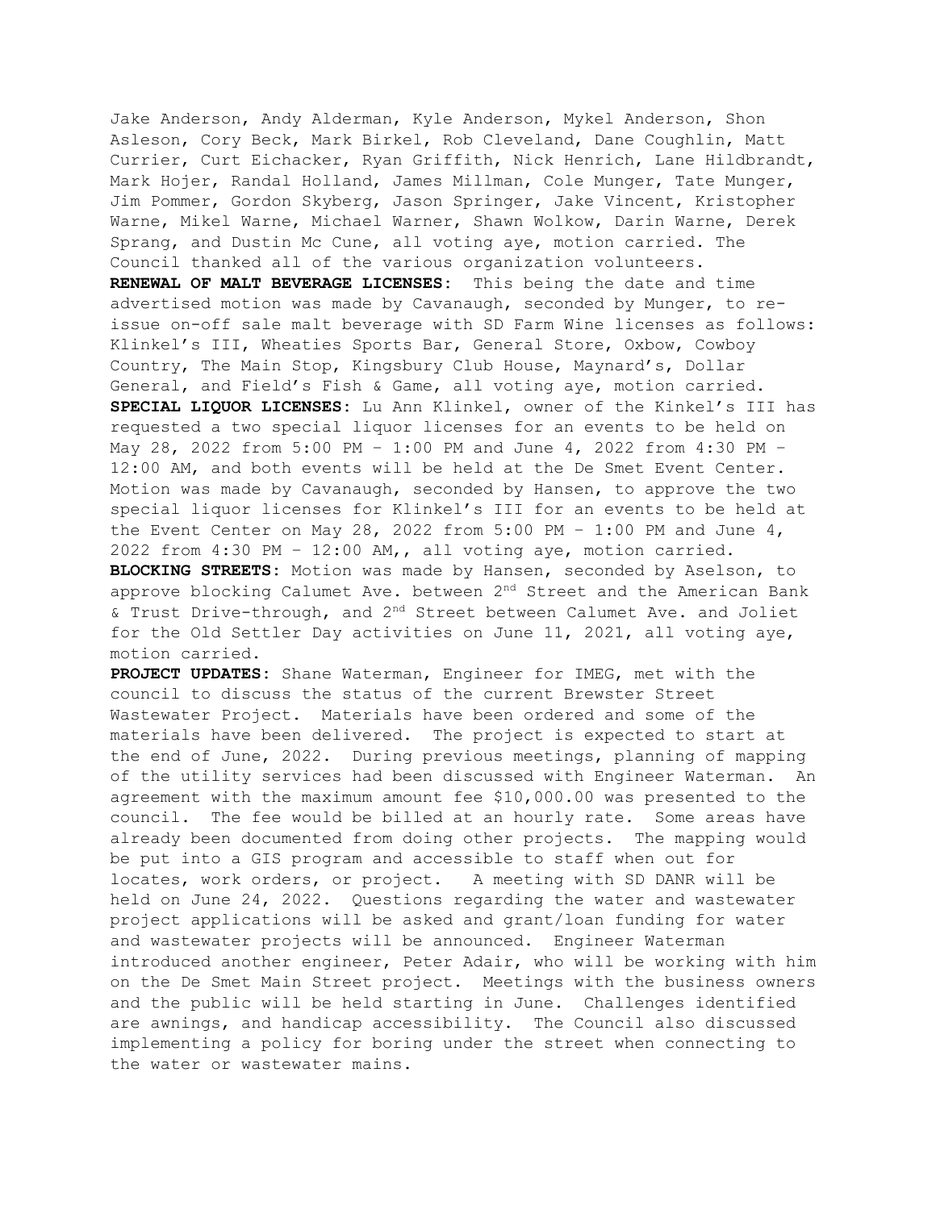Jake Anderson, Andy Alderman, Kyle Anderson, Mykel Anderson, Shon Asleson, Cory Beck, Mark Birkel, Rob Cleveland, Dane Coughlin, Matt Currier, Curt Eichacker, Ryan Griffith, Nick Henrich, Lane Hildbrandt, Mark Hojer, Randal Holland, James Millman, Cole Munger, Tate Munger, Jim Pommer, Gordon Skyberg, Jason Springer, Jake Vincent, Kristopher Warne, Mikel Warne, Michael Warner, Shawn Wolkow, Darin Warne, Derek Sprang, and Dustin Mc Cune, all voting aye, motion carried. The Council thanked all of the various organization volunteers.

**RENEWAL OF MALT BEVERAGE LICENSES:** This being the date and time advertised motion was made by Cavanaugh, seconded by Munger, to re-issue on-off sale malt beverage with SD Farm Wine licenses as follows: Klinkel's III, Wheaties Sports Bar, General Store, Oxbow, Cowboy Country, The Main Stop, Kingsbury Club House, Maynard's, Dollar General, and Field's Fish & Game, all voting aye, motion carried.

**SPECIAL LIQUOR LICENSES:** Lu Ann Klinkel, owner of the Kinkel's III has requested a two special liquor licenses for an events to be held on May 28, 2022 from 5:00 PM – 1:00 PM and June 4, 2022 from 4:30 PM – 12:00 AM, and both events will be held at the De Smet Event Center. Motion was made by Cavanaugh, seconded by Hansen, to approve the two special liquor licenses for Klinkel's III for an events to be held at the Event Center on May 28, 2022 from 5:00 PM – 1:00 PM and June 4, 2022 from 4:30 PM – 12:00 AM,, all voting aye, motion carried.

**BLOCKING STREETS:** Motion was made by Hansen, seconded by Aselson, to approve blocking Calumet Ave. between 2nd Street and the American Bank & Trust Drive-through, and 2nd Street between Calumet Ave. and Joliet for the Old Settler Day activities on June 11, 2021, all voting aye, motion carried.

**PROJECT UPDATES:** Shane Waterman, Engineer for IMEG, met with the council to discuss the status of the current Brewster Street Wastewater Project. Materials have been ordered and some of the materials have been delivered. The project is expected to start at the end of June, 2022. During previous meetings, planning of mapping of the utility services had been discussed with Engineer Waterman. An agreement with the maximum amount fee $10,000.00 was presented to the council. The fee would be billed at an hourly rate. Some areas have already been documented from doing other projects. The mapping would be put into a GIS program and accessible to staff when out for locates, work orders, or project. A meeting with SD DANR will be held on June 24, 2022. Questions regarding the water and wastewater project applications will be asked and grant/loan funding for water and wastewater projects will be announced. Engineer Waterman introduced another engineer, Peter Adair, who will be working with him on the De Smet Main Street project. Meetings with the business owners and the public will be held starting in June. Challenges identified are awnings, and handicap accessibility. The Council also discussed implementing a policy for boring under the street when connecting to the water or wastewater mains.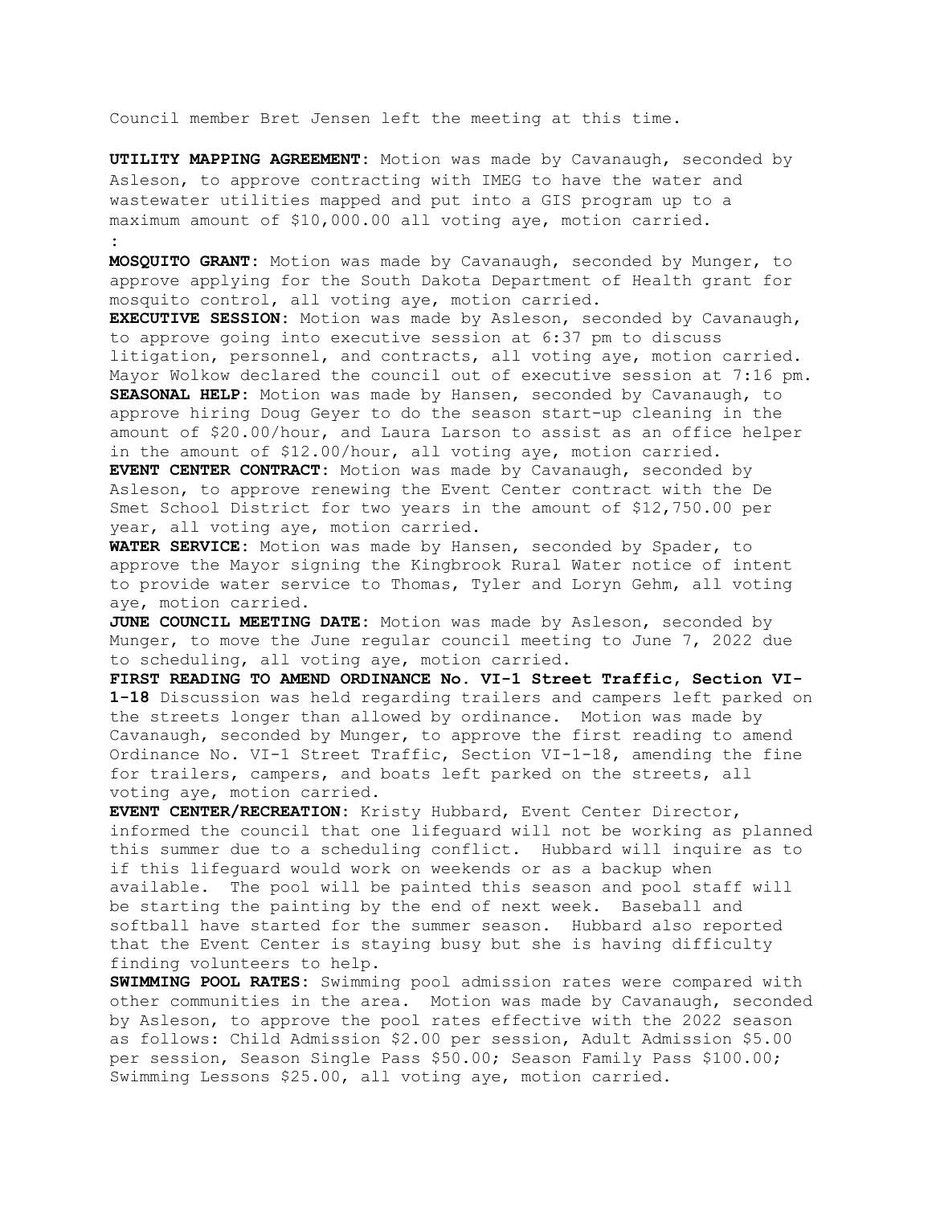Council member Bret Jensen left the meeting at this time.

**UTILITY MAPPING AGREEMENT:** Motion was made by Cavanaugh, seconded by Asleson, to approve contracting with IMEG to have the water and wastewater utilities mapped and put into a GIS program up to a maximum amount of $10,000.00 all voting aye, motion carried.
:

**MOSQUITO GRANT:** Motion was made by Cavanaugh, seconded by Munger, to approve applying for the South Dakota Department of Health grant for mosquito control, all voting aye, motion carried.

**EXECUTIVE SESSION:** Motion was made by Asleson, seconded by Cavanaugh, to approve going into executive session at 6:37 pm to discuss litigation, personnel, and contracts, all voting aye, motion carried. Mayor Wolkow declared the council out of executive session at 7:16 pm.

**SEASONAL HELP:** Motion was made by Hansen, seconded by Cavanaugh, to approve hiring Doug Geyer to do the season start-up cleaning in the amount of $20.00/hour, and Laura Larson to assist as an office helper in the amount of $12.00/hour, all voting aye, motion carried.

**EVENT CENTER CONTRACT:** Motion was made by Cavanaugh, seconded by Asleson, to approve renewing the Event Center contract with the De Smet School District for two years in the amount of $12,750.00 per year, all voting aye, motion carried.

**WATER SERVICE:** Motion was made by Hansen, seconded by Spader, to approve the Mayor signing the Kingbrook Rural Water notice of intent to provide water service to Thomas, Tyler and Loryn Gehm, all voting aye, motion carried.

**JUNE COUNCIL MEETING DATE:** Motion was made by Asleson, seconded by Munger, to move the June regular council meeting to June 7, 2022 due to scheduling, all voting aye, motion carried.

**FIRST READING TO AMEND ORDINANCE No. VI-1 Street Traffic, Section VI-1-18** Discussion was held regarding trailers and campers left parked on the streets longer than allowed by ordinance. Motion was made by Cavanaugh, seconded by Munger, to approve the first reading to amend Ordinance No. VI-1 Street Traffic, Section VI-1-18, amending the fine for trailers, campers, and boats left parked on the streets, all voting aye, motion carried.

**EVENT CENTER/RECREATION:** Kristy Hubbard, Event Center Director, informed the council that one lifeguard will not be working as planned this summer due to a scheduling conflict. Hubbard will inquire as to if this lifeguard would work on weekends or as a backup when available. The pool will be painted this season and pool staff will be starting the painting by the end of next week. Baseball and softball have started for the summer season. Hubbard also reported that the Event Center is staying busy but she is having difficulty finding volunteers to help.

**SWIMMING POOL RATES:** Swimming pool admission rates were compared with other communities in the area. Motion was made by Cavanaugh, seconded by Asleson, to approve the pool rates effective with the 2022 season as follows: Child Admission $2.00 per session, Adult Admission $5.00 per session, Season Single Pass $50.00; Season Family Pass $100.00; Swimming Lessons $25.00, all voting aye, motion carried.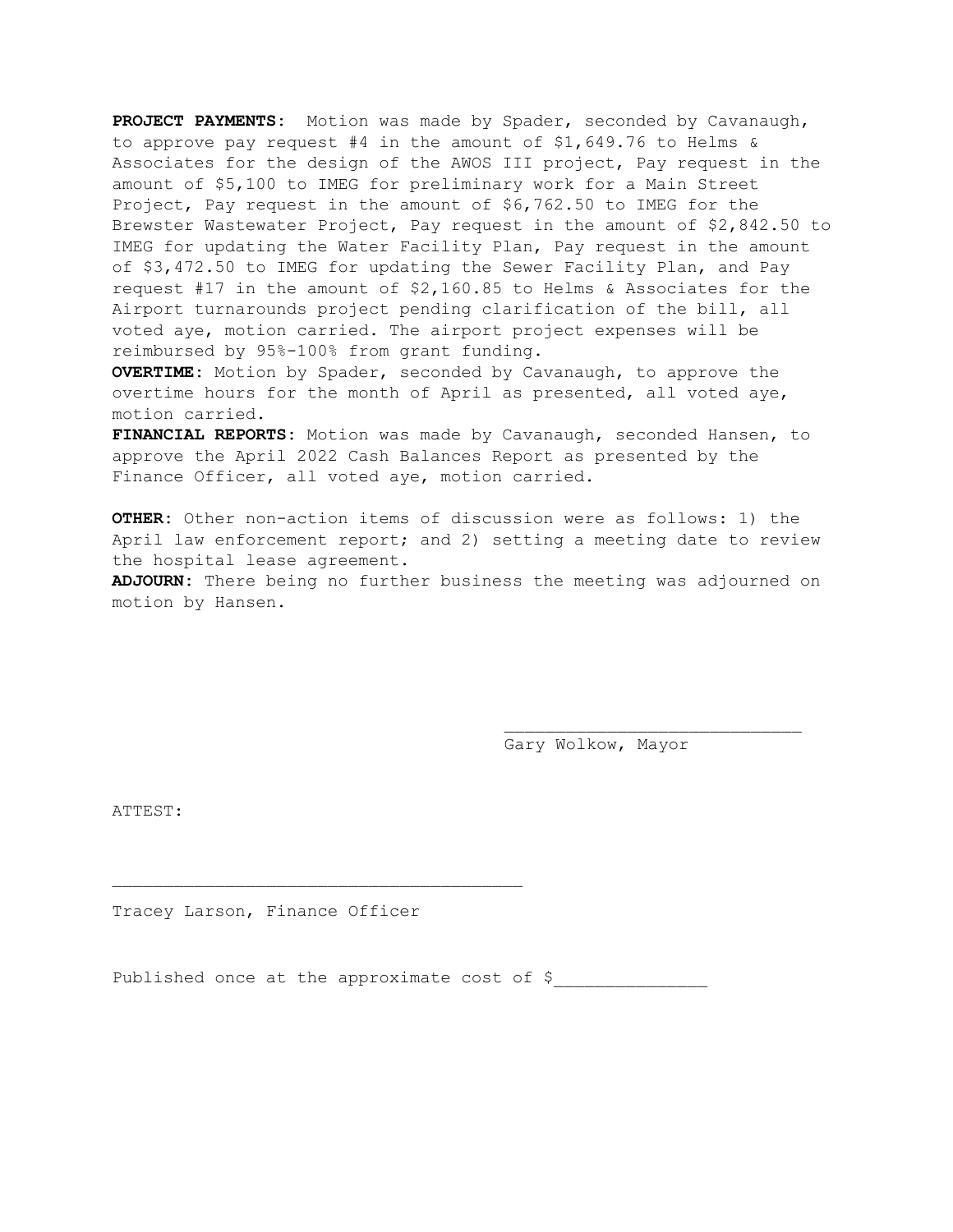**PROJECT PAYMENTS:** Motion was made by Spader, seconded by Cavanaugh, to approve pay request #4 in the amount of $1,649.76 to Helms & Associates for the design of the AWOS III project, Pay request in the amount of $5,100 to IMEG for preliminary work for a Main Street Project, Pay request in the amount of $6,762.50 to IMEG for the Brewster Wastewater Project, Pay request in the amount of $2,842.50 to IMEG for updating the Water Facility Plan, Pay request in the amount of $3,472.50 to IMEG for updating the Sewer Facility Plan, and Pay request #17 in the amount of $2,160.85 to Helms & Associates for the Airport turnarounds project pending clarification of the bill, all voted aye, motion carried. The airport project expenses will be reimbursed by 95%-100% from grant funding.

**OVERTIME:** Motion by Spader, seconded by Cavanaugh, to approve the overtime hours for the month of April as presented, all voted aye, motion carried.

**FINANCIAL REPORTS:** Motion was made by Cavanaugh, seconded Hansen, to approve the April 2022 Cash Balances Report as presented by the Finance Officer, all voted aye, motion carried.

**OTHER:** Other non-action items of discussion were as follows: 1) the April law enforcement report; and 2) setting a meeting date to review the hospital lease agreement.

**ADJOURN:** There being no further business the meeting was adjourned on motion by Hansen.

_____________________________
Gary Wolkow, Mayor

ATTEST:

_______________________________________
Tracey Larson, Finance Officer

Published once at the approximate cost of $______________